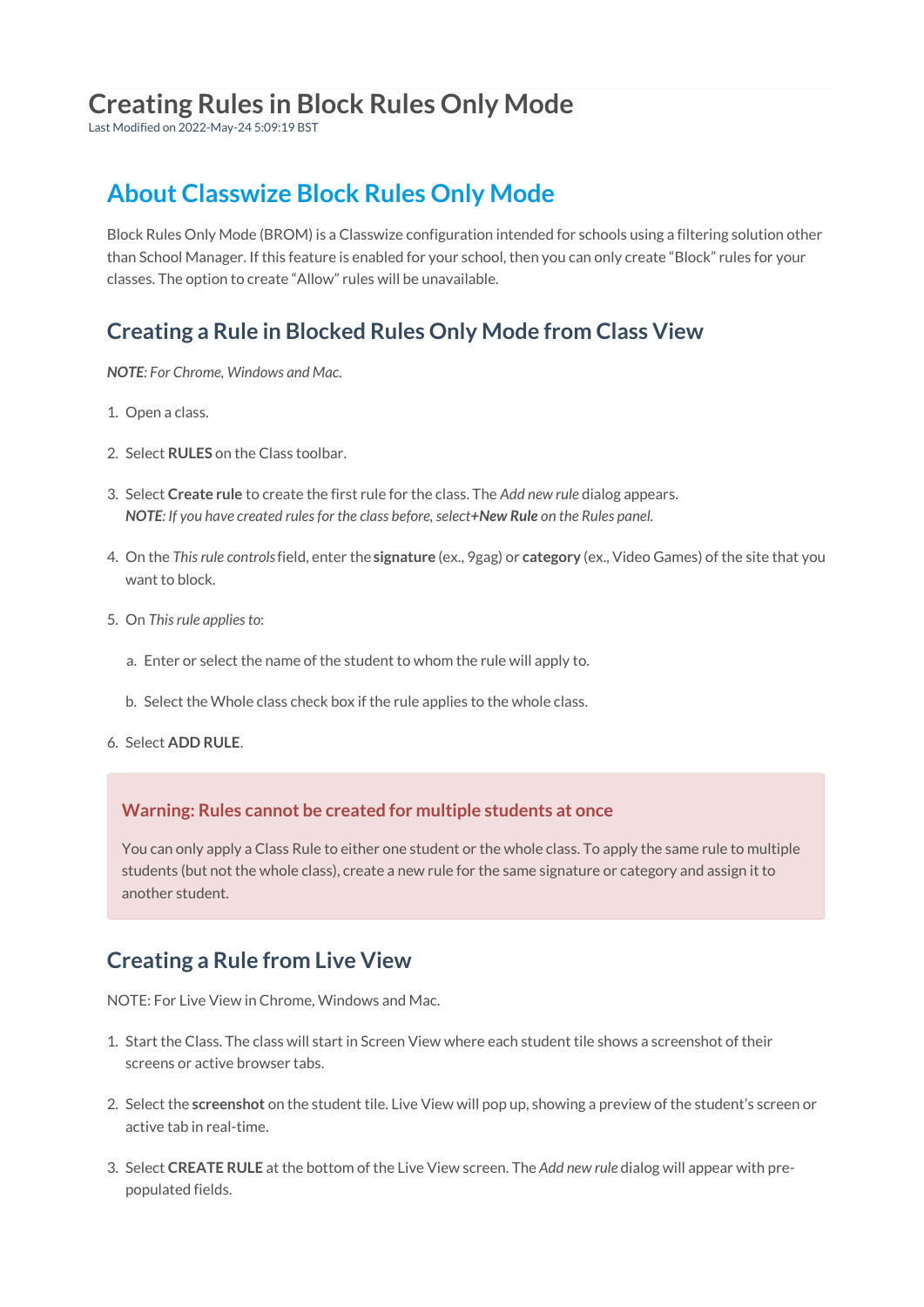# Creating Rules in Block Rules Only Mode

Last Modified on 2022-May-24 5:09:19 BST

## About Classwize Block Rules Only Mode

Block Rules Only Mode (BROM) is a Classwize configuration intended for schools using a filtering solution other than School Manager. If this feature is enabled for your school, then you can only create "Block" rules for your classes. The option to create "Allow" rules will be unavailable.

### Creating a Rule in Blocked Rules Only Mode from Class View

***NOTE****: For Chrome, Windows and Mac.*

1. Open a class.
2. Select **RULES** on the Class toolbar.
3. Select **Create rule** to create the first rule for the class. The *Add new rule* dialog appears.
   ***NOTE****: If you have created rules for the class before, select* ***+New Rule*** *on the Rules panel.*
4. On the *This rule controls* field, enter the **signature** (ex., 9gag) or **category** (ex., Video Games) of the site that you want to block.
5. On *This rule applies to*:
   a. Enter or select the name of the student to whom the rule will apply to.
   b. Select the Whole class check box if the rule applies to the whole class.
6. Select **ADD RULE**.

> **Warning: Rules cannot be created for multiple students at once**
>
> You can only apply a Class Rule to either one student or the whole class. To apply the same rule to multiple students (but not the whole class), create a new rule for the same signature or category and assign it to another student.

### Creating a Rule from Live View

NOTE: For Live View in Chrome, Windows and Mac.

1. Start the Class. The class will start in Screen View where each student tile shows a screenshot of their screens or active browser tabs.
2. Select the **screenshot** on the student tile. Live View will pop up, showing a preview of the student's screen or active tab in real-time.
3. Select **CREATE RULE** at the bottom of the Live View screen. The *Add new rule* dialog will appear with pre-populated fields.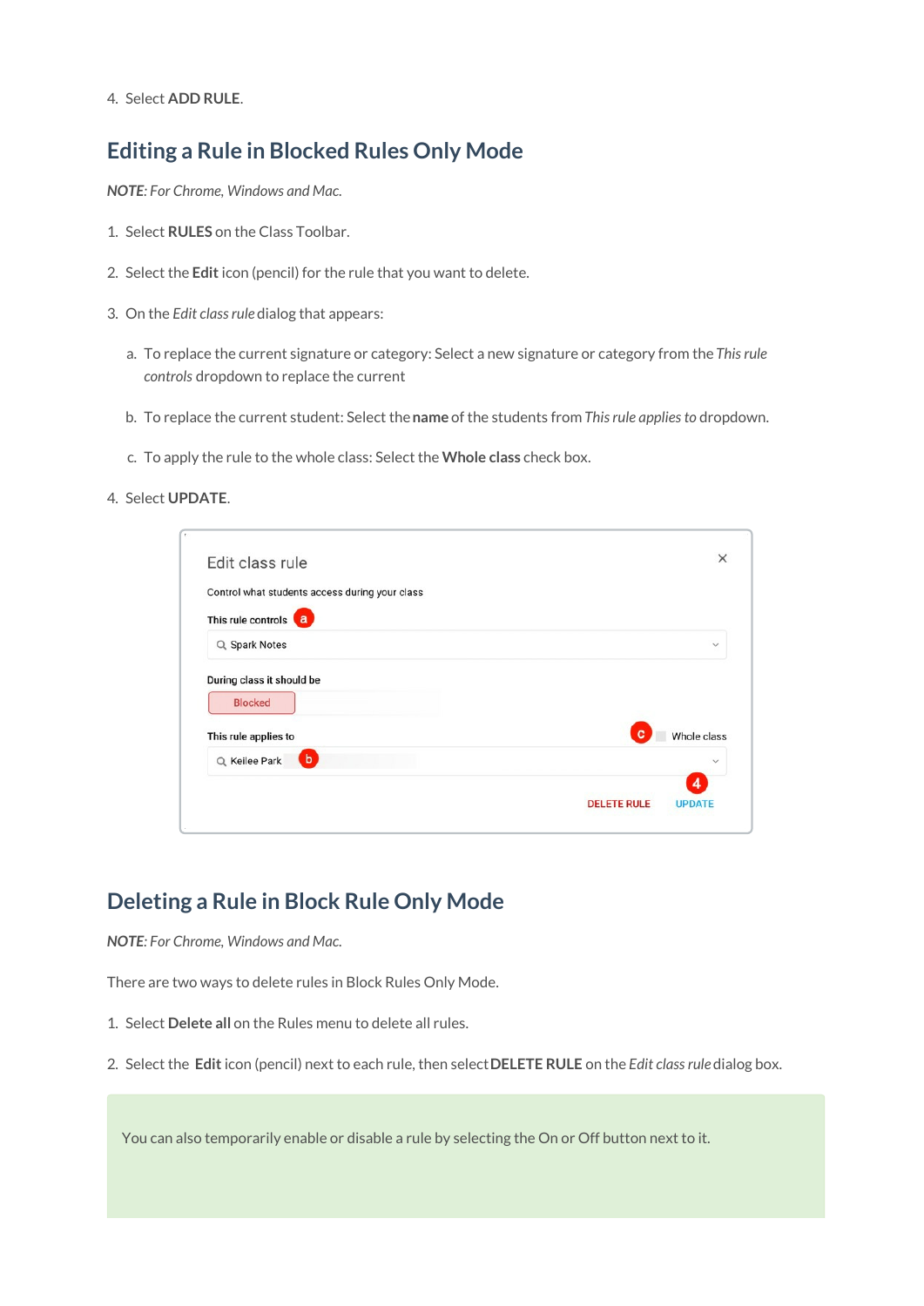4. Select **ADD RULE**.

## Editing a Rule in Blocked Rules Only Mode

***NOTE***: *For Chrome, Windows and Mac.*

1. Select **RULES** on the Class Toolbar.
2. Select the **Edit** icon (pencil) for the rule that you want to delete.
3. On the *Edit class rule* dialog that appears:
   a. To replace the current signature or category: Select a new signature or category from the *This rule controls* dropdown to replace the current
   b. To replace the current student: Select the **name** of the students from *This rule applies to* dropdown.
   c. To apply the rule to the whole class: Select the **Whole class** check box.
4. Select **UPDATE**.

## Deleting a Rule in Block Rule Only Mode

***NOTE***: *For Chrome, Windows and Mac.*

There are two ways to delete rules in Block Rules Only Mode.

1. Select **Delete all** on the Rules menu to delete all rules.
2. Select the **Edit** icon (pencil) next to each rule, then select **DELETE RULE** on the *Edit class rule* dialog box.

You can also temporarily enable or disable a rule by selecting the On or Off button next to it.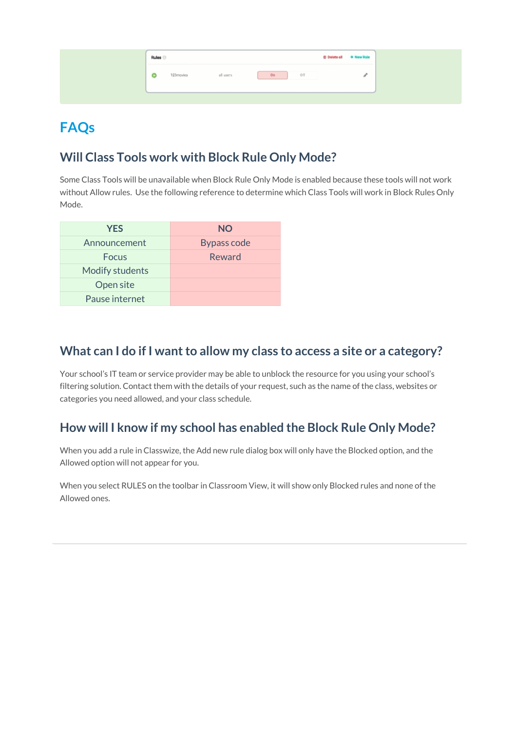## FAQs

### Will Class Tools work with Block Rule Only Mode?

Some Class Tools will be unavailable when Block Rule Only Mode is enabled because these tools will not work without Allow rules. Use the following reference to determine which Class Tools will work in Block Rules Only Mode.

| YES | NO |
|---|---|
| Announcement | Bypass code |
| Focus | Reward |
| Modify students | |
| Open site | |
| Pause internet | |

### What can I do if I want to allow my class to access a site or a category?

Your school's IT team or service provider may be able to unblock the resource for you using your school's filtering solution. Contact them with the details of your request, such as the name of the class, websites or categories you need allowed, and your class schedule.

### How will I know if my school has enabled the Block Rule Only Mode?

When you add a rule in Classwize, the Add new rule dialog box will only have the Blocked option, and the Allowed option will not appear for you.

When you select RULES on the toolbar in Classroom View, it will show only Blocked rules and none of the Allowed ones.